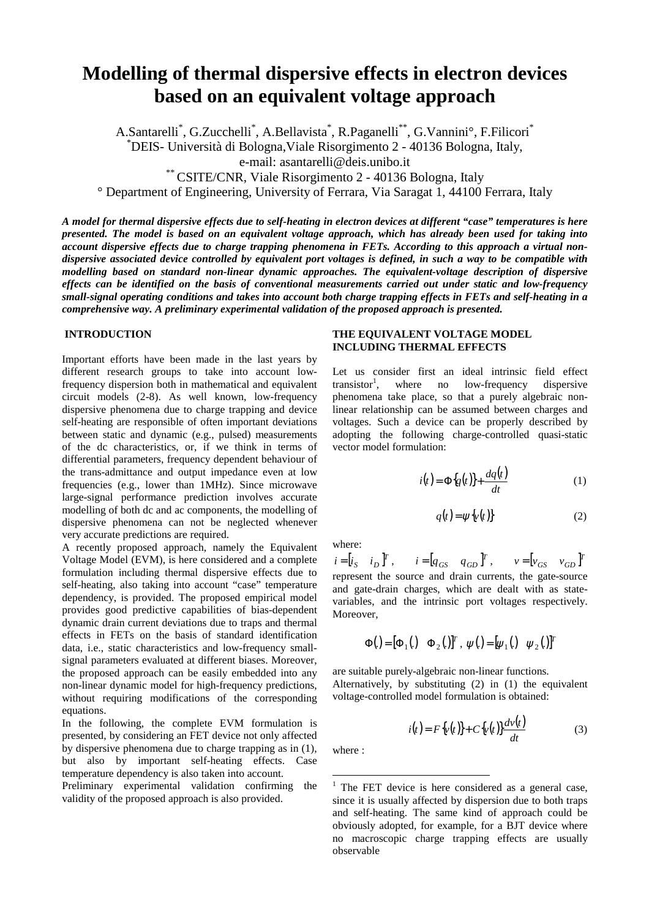# Modelling of thermal dispersive effects in electron devices based on an equivalent voltage approach

A.Santarelli[*], G.Zucchelli[*], A.Bellavista[*], R.Paganelli[**], G.Vannini°, F.Filicori[*]

[*]DEIS- Università di Bologna,Viale Risorgimento 2 - 40136 Bologna, Italy,
e-mail: asantarelli@deis.unibo.it

[**] CSITE/CNR, Viale Risorgimento 2 - 40136 Bologna, Italy

° Department of Engineering, University of Ferrara, Via Saragat 1, 44100 Ferrara, Italy

***A model for thermal dispersive effects due to self-heating in electron devices at different "case" temperatures is here presented. The model is based on an equivalent voltage approach, which has already been used for taking into account dispersive effects due to charge trapping phenomena in FETs. According to this approach a virtual non-dispersive associated device controlled by equivalent port voltages is defined, in such a way to be compatible with modelling based on standard non-linear dynamic approaches. The equivalent-voltage description of dispersive effects can be identified on the basis of conventional measurements carried out under static and low-frequency small-signal operating conditions and takes into account both charge trapping effects in FETs and self-heating in a comprehensive way. A preliminary experimental validation of the proposed approach is presented.***

## INTRODUCTION

Important efforts have been made in the last years by different research groups to take into account low-frequency dispersion both in mathematical and equivalent circuit models (2-8). As well known, low-frequency dispersive phenomena due to charge trapping and device self-heating are responsible of often important deviations between static and dynamic (e.g., pulsed) measurements of the dc characteristics, or, if we think in terms of differential parameters, frequency dependent behaviour of the trans-admittance and output impedance even at low frequencies (e.g., lower than 1MHz). Since microwave large-signal performance prediction involves accurate modelling of both dc and ac components, the modelling of dispersive phenomena can not be neglected whenever very accurate predictions are required.

A recently proposed approach, namely the Equivalent Voltage Model (EVM), is here considered and a complete formulation including thermal dispersive effects due to self-heating, also taking into account "case" temperature dependency, is provided. The proposed empirical model provides good predictive capabilities of bias-dependent dynamic drain current deviations due to traps and thermal effects in FETs on the basis of standard identification data, i.e., static characteristics and low-frequency small-signal parameters evaluated at different biases. Moreover, the proposed approach can be easily embedded into any non-linear dynamic model for high-frequency predictions, without requiring modifications of the corresponding equations.

In the following, the complete EVM formulation is presented, by considering an FET device not only affected by dispersive phenomena due to charge trapping as in (1), but also by important self-heating effects. Case temperature dependency is also taken into account.

Preliminary experimental validation confirming the validity of the proposed approach is also provided.

## THE EQUIVALENT VOLTAGE MODEL INCLUDING THERMAL EFFECTS

Let us consider first an ideal intrinsic field effect transistor[1], where no low-frequency dispersive phenomena take place, so that a purely algebraic non-linear relationship can be assumed between charges and voltages. Such a device can be properly described by adopting the following charge-controlled quasi-static vector model formulation:

$$i(t) = \Phi\{q(t)\} + \frac{dq(t)}{dt} \qquad (1)$$

$$q(t) = \psi\{v(t)\} \qquad (2)$$

where:

$i = [i_S \quad i_D]^T$, $\quad i = [q_{GS} \quad q_{GD}]^T$, $\quad v = [v_{GS} \quad v_{GD}]^T$

represent the source and drain currents, the gate-source and gate-drain charges, which are dealt with as state-variables, and the intrinsic port voltages respectively. Moreover,

$$\Phi(\,) = [\Phi_1(\,) \quad \Phi_2(\,)]^T,\ \psi(\,) = [\psi_1(\,) \quad \psi_2(\,)]^T$$

are suitable purely-algebraic non-linear functions.

Alternatively, by substituting (2) in (1) the equivalent voltage-controlled model formulation is obtained:

$$i(t) = F\{v(t)\} + C\{v(t)\}\frac{dv(t)}{dt} \qquad (3)$$

where :

---

[1] The FET device is here considered as a general case, since it is usually affected by dispersion due to both traps and self-heating. The same kind of approach could be obviously adopted, for example, for a BJT device where no macroscopic charge trapping effects are usually observable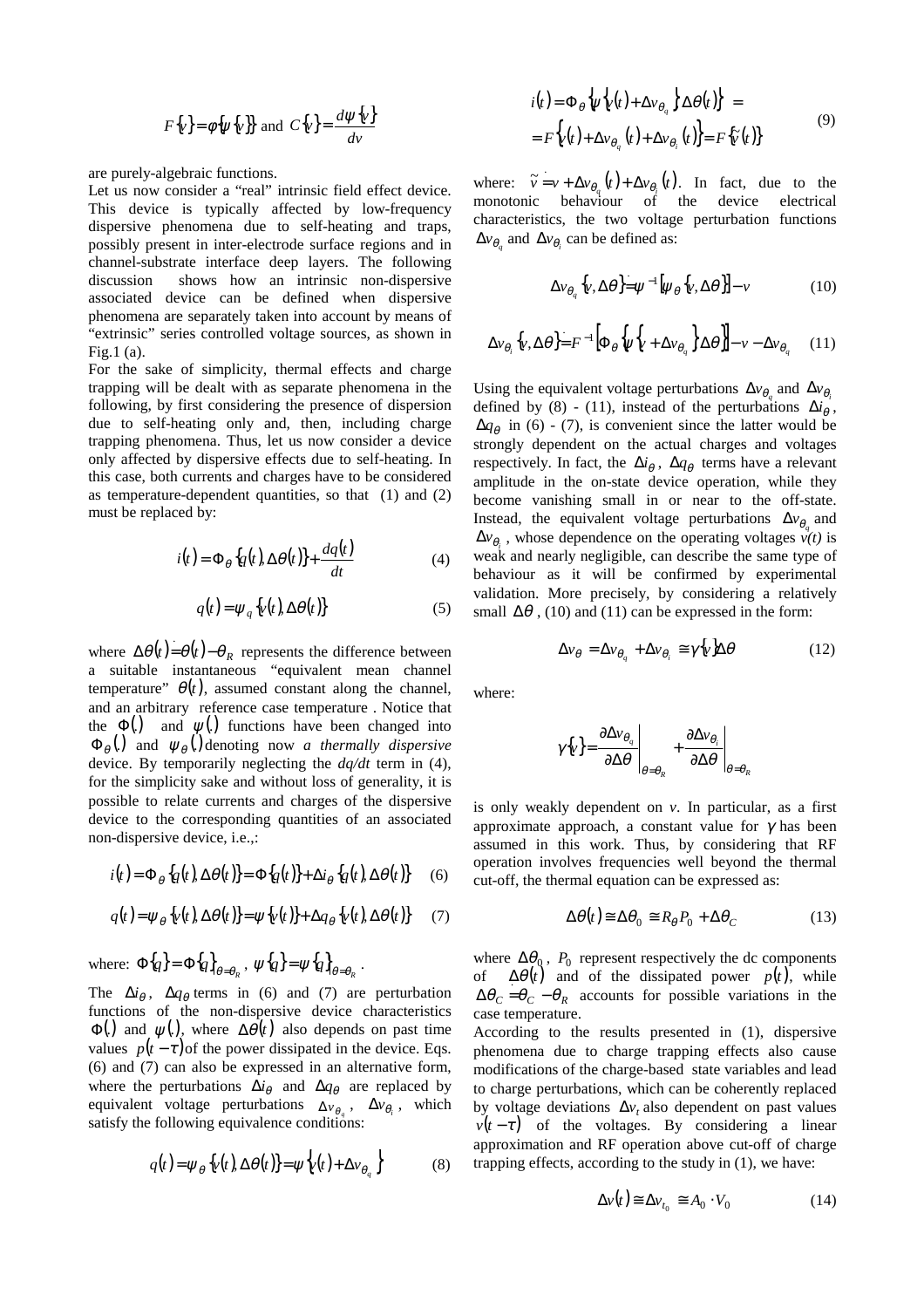$$F\{v\} = \phi\{\psi\{v\}\} \text{ and } C\{v\} = \frac{d\psi\{v\}}{dv}$$

are purely-algebraic functions.

Let us now consider a "real" intrinsic field effect device. This device is typically affected by low-frequency dispersive phenomena due to self-heating and traps, possibly present in inter-electrode surface regions and in channel-substrate interface deep layers. The following discussion shows how an intrinsic non-dispersive associated device can be defined when dispersive phenomena are separately taken into account by means of "extrinsic" series controlled voltage sources, as shown in Fig.1 (a).

For the sake of simplicity, thermal effects and charge trapping will be dealt with as separate phenomena in the following, by first considering the presence of dispersion due to self-heating only and, then, including charge trapping phenomena. Thus, let us now consider a device only affected by dispersive effects due to self-heating. In this case, both currents and charges have to be considered as temperature-dependent quantities, so that (1) and (2) must be replaced by:

$$i(t) = \Phi_\theta\{q(t), \Delta\theta(t)\} + \frac{dq(t)}{dt} \tag{4}$$

$$q(t) = \psi_q\{v(t), \Delta\theta(t)\} \tag{5}$$

where $\Delta\theta(t) \doteq \theta(t) - \theta_R$ represents the difference between a suitable instantaneous "equivalent mean channel temperature" $\theta(t)$, assumed constant along the channel, and an arbitrary reference case temperature . Notice that the $\Phi(.)$ and $\psi(.)$ functions have been changed into $\Phi_\theta(.)$ and $\psi_\theta(.)$ denoting now *a thermally dispersive* device. By temporarily neglecting the *dq/dt* term in (4), for the simplicity sake and without loss of generality, it is possible to relate currents and charges of the dispersive device to the corresponding quantities of an associated non-dispersive device, i.e.,:

$$i(t) = \Phi_\theta\{q(t), \Delta\theta(t)\} = \Phi\{q(t)\} + \Delta i_\theta\{q(t), \Delta\theta(t)\} \tag{6}$$

$$q(t) = \psi_\theta\{v(t), \Delta\theta(t)\} = \psi\{v(t)\} + \Delta q_\theta\{v(t), \Delta\theta(t)\} \tag{7}$$

where: $\Phi\{q\} = \Phi\{q\}_{\theta=\theta_R}$, $\psi\{q\} = \psi\{q\}_{\theta=\theta_R}$.

The $\Delta i_\theta$, $\Delta q_\theta$ terms in (6) and (7) are perturbation functions of the non-dispersive device characteristics $\Phi(.)$ and $\psi(.)$, where $\Delta\theta(t)$ also depends on past time values $p(t-\tau)$ of the power dissipated in the device. Eqs. (6) and (7) can also be expressed in an alternative form, where the perturbations $\Delta i_\theta$ and $\Delta q_\theta$ are replaced by equivalent voltage perturbations $\Delta v_{\theta_q}$, $\Delta v_{\theta_i}$, which satisfy the following equivalence conditions:

$$q(t) = \psi_\theta\{v(t), \Delta\theta(t)\} = \psi\{v(t) + \Delta v_{\theta_q}\} \tag{8}$$

$$\begin{aligned} i(t) &= \Phi_\theta\{\psi\{v(t) + \Delta v_{\theta_q}\}\Delta\theta(t)\} = \\ &= F\{v(t) + \Delta v_{\theta_q}(t) + \Delta v_{\theta_i}(t)\} = F\{\tilde{v}(t)\} \end{aligned} \tag{9}$$

where: $\tilde{v} \doteq v + \Delta v_{\theta_q}(t) + \Delta v_{\theta_i}(t)$. In fact, due to the monotonic behaviour of the device electrical characteristics, the two voltage perturbation functions $\Delta v_{\theta_q}$ and $\Delta v_{\theta_i}$ can be defined as:

$$\Delta v_{\theta_q}\{v, \Delta\theta\} \doteq \psi^{-1}[\psi_\theta\{v, \Delta\theta\}] - v \tag{10}$$

$$\Delta v_{\theta_i}\{v, \Delta\theta\} \doteq F^{-1}\left[\Phi_\theta\{\psi\{v + \Delta v_{\theta_q}\}\Delta\theta\}\right] - v - \Delta v_{\theta_q} \tag{11}$$

Using the equivalent voltage perturbations $\Delta v_{\theta_q}$ and $\Delta v_{\theta_i}$ defined by (8) - (11), instead of the perturbations $\Delta i_\theta$, $\Delta q_\theta$ in (6) - (7), is convenient since the latter would be strongly dependent on the actual charges and voltages respectively. In fact, the $\Delta i_\theta$, $\Delta q_\theta$ terms have a relevant amplitude in the on-state device operation, while they become vanishing small in or near to the off-state. Instead, the equivalent voltage perturbations $\Delta v_{\theta_q}$ and $\Delta v_{\theta_i}$, whose dependence on the operating voltages *v(t)* is weak and nearly negligible, can describe the same type of behaviour as it will be confirmed by experimental validation. More precisely, by considering a relatively small $\Delta\theta$, (10) and (11) can be expressed in the form:

$$\Delta v_\theta = \Delta v_{\theta_q} + \Delta v_{\theta_i} \cong \gamma\{v\}\Delta\theta \tag{12}$$

where:

$$\gamma\{v\} = \left.\frac{\partial \Delta v_{\theta_q}}{\partial \Delta\theta}\right|_{\theta=\theta_R} + \left.\frac{\partial \Delta v_{\theta_i}}{\partial \Delta\theta}\right|_{\theta=\theta_R}$$

is only weakly dependent on *v*. In particular, as a first approximate approach, a constant value for $\gamma$ has been assumed in this work. Thus, by considering that RF operation involves frequencies well beyond the thermal cut-off, the thermal equation can be expressed as:

$$\Delta\theta(t) \cong \Delta\theta_0 \cong R_\theta P_0 + \Delta\theta_C \tag{13}$$

where $\Delta\theta_0$, $P_0$ represent respectively the dc components of $\Delta\theta(t)$ and of the dissipated power $p(t)$, while $\Delta\theta_C \doteq \theta_C - \theta_R$ accounts for possible variations in the case temperature.

According to the results presented in (1), dispersive phenomena due to charge trapping effects also cause modifications of the charge-based state variables and lead to charge perturbations, which can be coherently replaced by voltage deviations $\Delta v_t$ also dependent on past values $v(t-\tau)$ of the voltages. By considering a linear approximation and RF operation above cut-off of charge trapping effects, according to the study in (1), we have:

$$\Delta v(t) \cong \Delta v_{t_0} \cong A_0 \cdot V_0 \tag{14}$$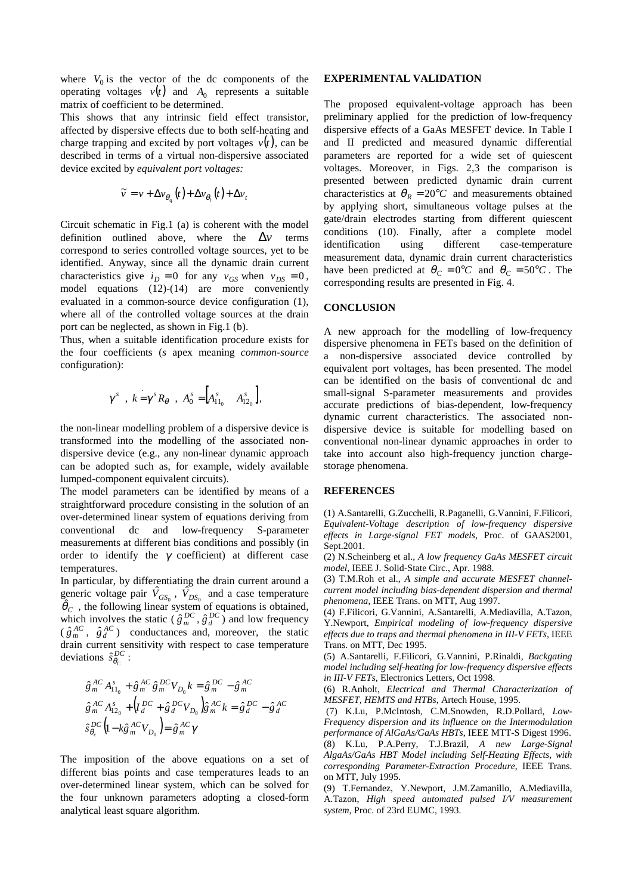where $V_0$ is the vector of the dc components of the operating voltages $v(t)$ and $A_0$ represents a suitable matrix of coefficient to be determined.

This shows that any intrinsic field effect transistor, affected by dispersive effects due to both self-heating and charge trapping and excited by port voltages $v(t)$, can be described in terms of a virtual non-dispersive associated device excited by *equivalent port voltages:*

$$\tilde{v} = v + \Delta v_{\theta_q}(t) + \Delta v_{\theta_i}(t) + \Delta v_t$$

Circuit schematic in Fig.1 (a) is coherent with the model definition outlined above, where the $\Delta v$ terms correspond to series controlled voltage sources, yet to be identified. Anyway, since all the dynamic drain current characteristics give $i_D = 0$ for any $v_{GS}$ when $v_{DS} = 0$, model equations (12)-(14) are more conveniently evaluated in a common-source device configuration (1), where all of the controlled voltage sources at the drain port can be neglected, as shown in Fig.1 (b).

Thus, when a suitable identification procedure exists for the four coefficients (*s* apex meaning *common-source* configuration):

$$\gamma^s \;,\; k = \gamma^s R_\theta \;,\; A_0^s = \left[A_{11_0}^s \quad A_{12_0}^s\right],$$

the non-linear modelling problem of a dispersive device is transformed into the modelling of the associated non-dispersive device (e.g., any non-linear dynamic approach can be adopted such as, for example, widely available lumped-component equivalent circuits).

The model parameters can be identified by means of a straightforward procedure consisting in the solution of an over-determined linear system of equations deriving from conventional dc and low-frequency S-parameter measurements at different bias conditions and possibly (in order to identify the $\gamma$ coefficient) at different case temperatures.

In particular, by differentiating the drain current around a generic voltage pair $\hat{V}_{GS_0}$, $\hat{V}_{DS_0}$ and a case temperature $\hat{\theta}_C$, the following linear system of equations is obtained, which involves the static ($\hat{g}_m^{DC}$, $\hat{g}_d^{DC}$) and low frequency ($\hat{g}_m^{AC}$, $\hat{g}_d^{AC}$) conductances and, moreover, the static drain current sensitivity with respect to case temperature deviations $\hat{s}_{\theta_C}^{DC}$:

$$\begin{aligned}
&\hat{g}_m^{AC} A_{11_0}^s + \hat{g}_m^{AC}\hat{g}_m^{DC} V_{D_0} k = \hat{g}_m^{DC} - \hat{g}_m^{AC} \\
&\hat{g}_m^{AC} A_{12_0}^s + \left(I_d^{DC} + \hat{g}_d^{DC} V_{D_0}\right)\hat{g}_m^{AC} k = \hat{g}_d^{DC} - \hat{g}_d^{AC} \\
&\hat{s}_{\theta_c}^{DC}\left(1 - k\hat{g}_m^{AC} V_{D_0}\right) = \hat{g}_m^{AC}\gamma
\end{aligned}$$

The imposition of the above equations on a set of different bias points and case temperatures leads to an over-determined linear system, which can be solved for the four unknown parameters adopting a closed-form analytical least square algorithm.

## EXPERIMENTAL VALIDATION

The proposed equivalent-voltage approach has been preliminary applied for the prediction of low-frequency dispersive effects of a GaAs MESFET device. In Table I and II predicted and measured dynamic differential parameters are reported for a wide set of quiescent voltages. Moreover, in Figs. 2,3 the comparison is presented between predicted dynamic drain current characteristics at $\theta_R = 20°C$ and measurements obtained by applying short, simultaneous voltage pulses at the gate/drain electrodes starting from different quiescent conditions (10). Finally, after a complete model identification using different case-temperature measurement data, dynamic drain current characteristics have been predicted at $\theta_C = 0°C$ and $\theta_C = 50°C$. The corresponding results are presented in Fig. 4.

## CONCLUSION

A new approach for the modelling of low-frequency dispersive phenomena in FETs based on the definition of a non-dispersive associated device controlled by equivalent port voltages, has been presented. The model can be identified on the basis of conventional dc and small-signal S-parameter measurements and provides accurate predictions of bias-dependent, low-frequency dynamic current characteristics. The associated non-dispersive device is suitable for modelling based on conventional non-linear dynamic approaches in order to take into account also high-frequency junction charge-storage phenomena.

## REFERENCES

(1) A.Santarelli, G.Zucchelli, R.Paganelli, G.Vannini, F.Filicori, *Equivalent-Voltage description of low-frequency dispersive effects in Large-signal FET models*, Proc. of GAAS2001, Sept.2001.

(2) N.Scheinberg et al., *A low frequency GaAs MESFET circuit model*, IEEE J. Solid-State Circ., Apr. 1988.

(3) T.M.Roh et al., *A simple and accurate MESFET channel-current model including bias-dependent dispersion and thermal phenomena*, IEEE Trans. on MTT, Aug 1997.

(4) F.Filicori, G.Vannini, A.Santarelli, A.Mediavilla, A.Tazon, Y.Newport, *Empirical modeling of low-frequency dispersive effects due to traps and thermal phenomena in III-V FETs*, IEEE Trans. on MTT, Dec 1995.

(5) A.Santarelli, F.Filicori, G.Vannini, P.Rinaldi, *Backgating model including self-heating for low-frequency dispersive effects in III-V FETs*, Electronics Letters, Oct 1998.

(6) R.Anholt, *Electrical and Thermal Characterization of MESFET, HEMTS and HTBs*, Artech House, 1995.

(7) K.Lu, P.McIntosh, C.M.Snowden, R.D.Pollard, *Low-Frequency dispersion and its influence on the Intermodulation performance of AlGaAs/GaAs HBTs*, IEEE MTT-S Digest 1996.

(8) K.Lu, P.A.Perry, T.J.Brazil, *A new Large-Signal AlgaAs/GaAs HBT Model including Self-Heating Effects, with corresponding Parameter-Extraction Procedure*, IEEE Trans. on MTT, July 1995.

(9) T.Fernandez, Y.Newport, J.M.Zamanillo, A.Mediavilla, A.Tazon, *High speed automated pulsed I/V measurement system*, Proc. of 23rd EUMC, 1993.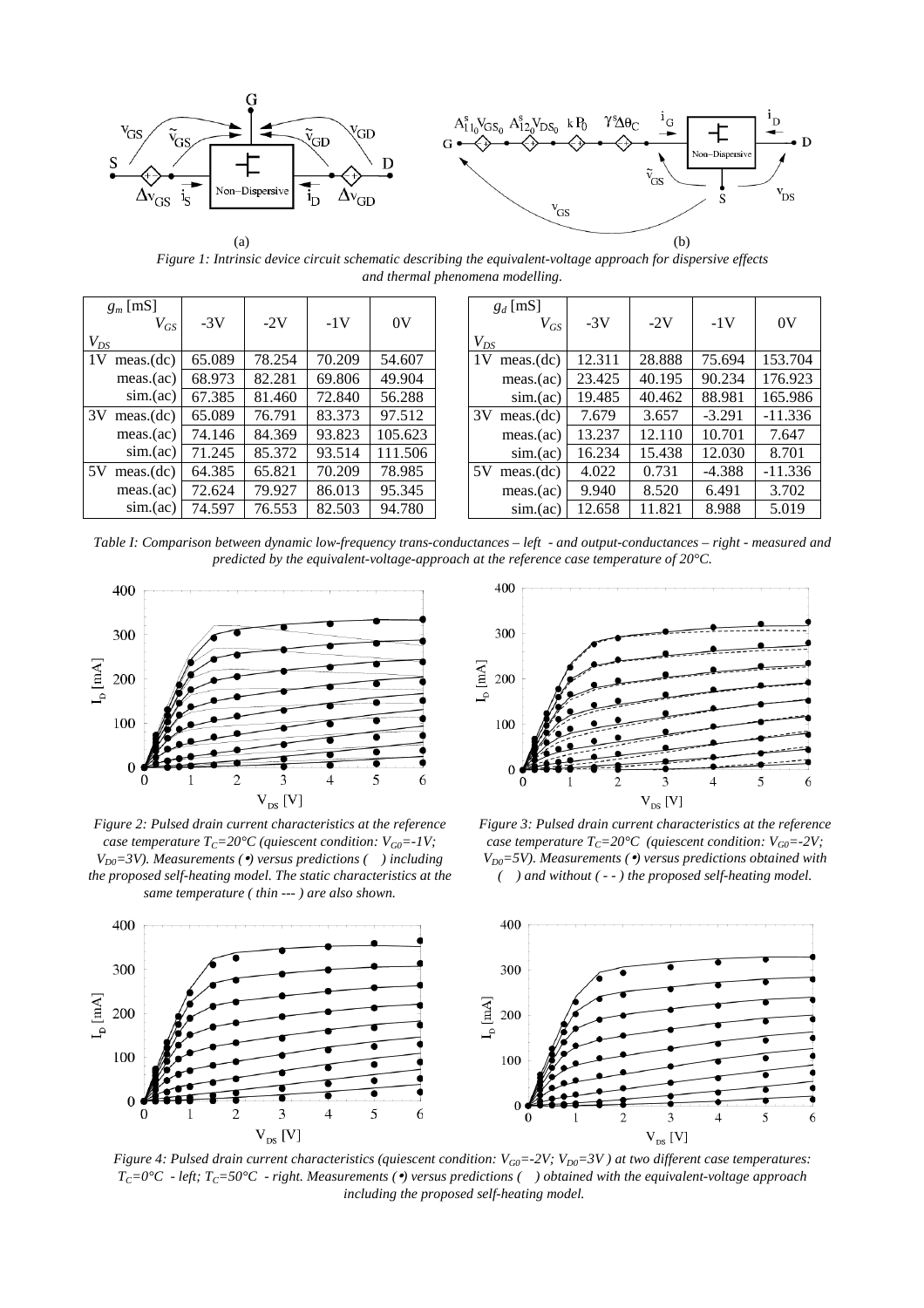(a)

(b)

*Figure 1: Intrinsic device circuit schematic describing the equivalent-voltage approach for dispersive effects and thermal phenomena modelling.*

| $g_m$ [mS] $V_{GS}$ / $V_{DS}$ | | -3V | -2V | -1V | 0V |
|---|---|---|---|---|---|
| 1V | meas.(dc) | 65.089 | 78.254 | 70.209 | 54.607 |
| | meas.(ac) | 68.973 | 82.281 | 69.806 | 49.904 |
| | sim.(ac) | 67.385 | 81.460 | 72.840 | 56.288 |
| 3V | meas.(dc) | 65.089 | 76.791 | 83.373 | 97.512 |
| | meas.(ac) | 74.146 | 84.369 | 93.823 | 105.623 |
| | sim.(ac) | 71.245 | 85.372 | 93.514 | 111.506 |
| 5V | meas.(dc) | 64.385 | 65.821 | 70.209 | 78.985 |
| | meas.(ac) | 72.624 | 79.927 | 86.013 | 95.345 |
| | sim.(ac) | 74.597 | 76.553 | 82.503 | 94.780 |

| $g_d$ [mS] $V_{GS}$ / $V_{DS}$ | | -3V | -2V | -1V | 0V |
|---|---|---|---|---|---|
| 1V | meas.(dc) | 12.311 | 28.888 | 75.694 | 153.704 |
| | meas.(ac) | 23.425 | 40.195 | 90.234 | 176.923 |
| | sim.(ac) | 19.485 | 40.462 | 88.981 | 165.986 |
| 3V | meas.(dc) | 7.679 | 3.657 | -3.291 | -11.336 |
| | meas.(ac) | 13.237 | 12.110 | 10.701 | 7.647 |
| | sim.(ac) | 16.234 | 15.438 | 12.030 | 8.701 |
| 5V | meas.(dc) | 4.022 | 0.731 | -4.388 | -11.336 |
| | meas.(ac) | 9.940 | 8.520 | 6.491 | 3.702 |
| | sim.(ac) | 12.658 | 11.821 | 8.988 | 5.019 |

*Table I: Comparison between dynamic low-frequency trans-conductances – left - and output-conductances – right - measured and predicted by the equivalent-voltage-approach at the reference case temperature of 20°C.*

*Figure 2: Pulsed drain current characteristics at the reference case temperature $T_C$=20°C (quiescent condition: $V_{G0}$=-1V; $V_{D0}$=3V). Measurements (•) versus predictions ( ) including the proposed self-heating model. The static characteristics at the same temperature ( thin --- ) are also shown.*

*Figure 3: Pulsed drain current characteristics at the reference case temperature $T_C$=20°C (quiescent condition: $V_{G0}$=-2V; $V_{D0}$=5V). Measurements (•) versus predictions obtained with ( ) and without ( - - ) the proposed self-heating model.*

*Figure 4: Pulsed drain current characteristics (quiescent condition: $V_{G0}$=-2V; $V_{D0}$=3V ) at two different case temperatures: $T_C$=0°C - left; $T_C$=50°C - right. Measurements (•) versus predictions ( ) obtained with the equivalent-voltage approach including the proposed self-heating model.*